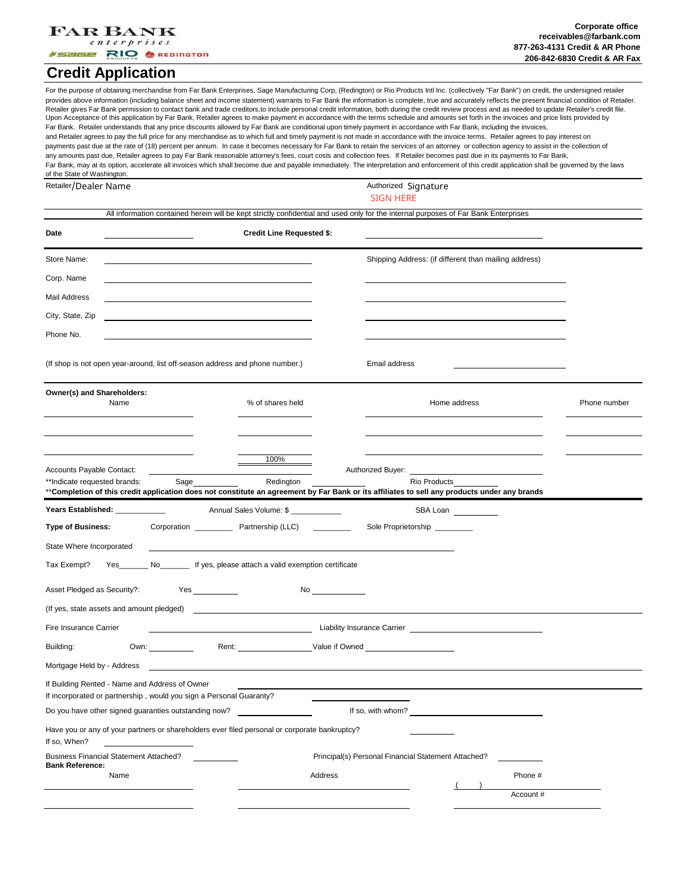FAR BANK
enterprises
SAGE RIO REDINGTON

**Corporate office**
**receivables@farbank.com**
**877-263-4131 Credit & AR Phone**
**206-842-6830 Credit & AR Fax**

# Credit Application

For the purpose of obtaining merchandise from Far Bank Enterprises, Sage Manufacturing Corp, (Redington) or Rio Products Intl Inc. (collectively "Far Bank") on credit, the undersigned retailer provides above information (including balance sheet and income statement) warrants to Far Bank the information is complete, true and accurately reflects the present financial condition of Retailer. Retailer gives Far Bank permission to contact bank and trade creditors,to include personal credit information, both during the credit review process and as needed to update Retailer's credit file. Upon Acceptance of this application by Far Bank, Retailer agrees to make payment in accordance with the terms schedule and amounts set forth in the invoices and price lists provided by Far Bank. Retailer understands that any price discounts allowed by Far Bank are conditional upon timely payment in accordance with Far Bank, including the invoices, and Retailer agrees to pay the full price for any merchandise as to which full and timely payment is not made in accordance with the invoice terms. Retailer agrees to pay interest on payments past due at the rate of (18) percent per annum. In case it becomes necessary for Far Bank to retain the services of an attorney or collection agency to assist in the collection of any amounts past due, Retailer agrees to pay Far Bank reasonable attorney's fees, court costs and collection fees. If Retailer becomes past due in its payments to Far Bank, Far Bank, may at its option, accelerate all invoices which shall become due and payable immediately. The interpretation and enforcement of this credit application shall be governed by the laws of the State of Washington.

Retailer/Dealer Name ____________________ Authorized Signature
SIGN HERE

All information contained herein will be kept strictly confidential and used only for the internal purposes of Far Bank Enterprises

**Date** ____________ **Credit Line Requested $:** ____________

Store Name: ____________________ Shipping Address: (if different than mailing address)

Corp. Name ____________________ ____________________

Mail Address ____________________ ____________________

City, State, Zip ____________________ ____________________

Phone No. ____________________ ____________________

(If shop is not open year-around, list off-season address and phone number.) Email address ____________

**Owner(s) and Shareholders:**

| Name | % of shares held | Home address | Phone number |
|---|---|---|---|
| | | | |
| | | | |
| | | | |
| | 100% | | |

Accounts Payable Contact: ____________ Authorized Buyer: ____________

**Indicate requested brands: Sage________ Redington________ Rio Products________

****Completion of this credit application does not constitute an agreement by Far Bank or its affiliates to sell any products under any brands**

**Years Established:** ___________ Annual Sales Volume: $ ____________ SBA Loan ________

**Type of Business:** Corporation ________ Partnership (LLC) ________ Sole Proprietorship ________

State Where Incorporated ____________________

Tax Exempt? Yes_______ No_______ If yes, please attach a valid exemption certificate

Asset Pledged as Security?: Yes ________ No ________

(If yes, state assets and amount pledged) ____________________

Fire Insurance Carrier ____________________ Liability Insurance Carrier ____________________

Building: Own: ________ Rent: ____________ Value if Owned ____________

Mortgage Held by - Address ____________________

If Building Rented - Name and Address of Owner ____________________

If incorporated or partnership , would you sign a Personal Guaranty? ____________

Do you have other signed guaranties outstanding now? ____________ If so, with whom? ____________

Have you or any of your partners or shareholders ever filed personal or corporate bankruptcy? ________

If so, When? ____________

Business Financial Statement Attached? ________ Principal(s) Personal Financial Statement Attached? ________

**Bank Reference:**

| Name | Address | Phone # |
|---|---|---|
| | | ( ) |
| | | Account # |
| | | |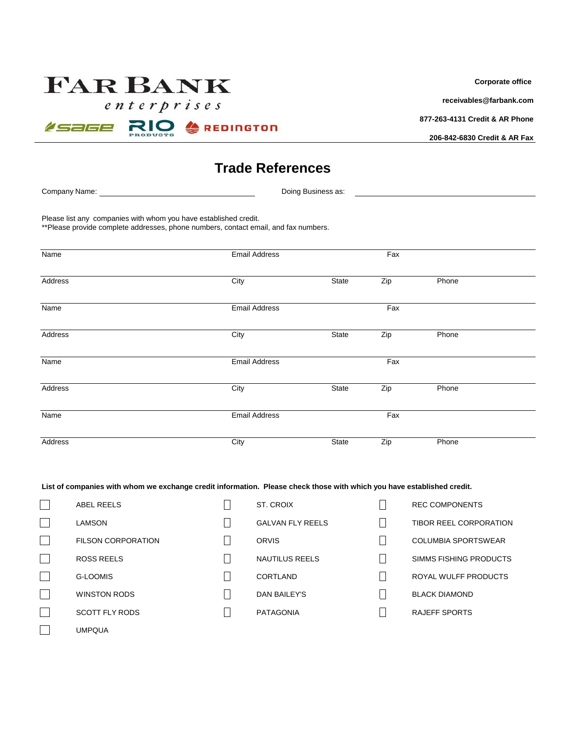FAR BANK
enterprises

SAGE RIO PRODUCTS REDINGTON

**Corporate office**

**receivables@farbank.com**

**877-263-4131 Credit & AR Phone**

**206-842-6830 Credit & AR Fax**

# Trade References

Company Name: ______________________________ Doing Business as: ______________________________

Please list any companies with whom you have established credit.
**Please provide complete addresses, phone numbers, contact email, and fax numbers.

| Name | Email Address | | Fax | |
|---|---|---|---|---|
| Address | City | State | Zip | Phone |
| Name | Email Address | | Fax | |
| Address | City | State | Zip | Phone |
| Name | Email Address | | Fax | |
| Address | City | State | Zip | Phone |
| Name | Email Address | | Fax | |
| Address | City | State | Zip | Phone |

**List of companies with whom we exchange credit information. Please check those with which you have established credit.**

- ☐ ABEL REELS
- ☐ LAMSON
- ☐ FILSON CORPORATION
- ☐ ROSS REELS
- ☐ G-LOOMIS
- ☐ WINSTON RODS
- ☐ SCOTT FLY RODS
- ☐ UMPQUA
- ☐ ST. CROIX
- ☐ GALVAN FLY REELS
- ☐ ORVIS
- ☐ NAUTILUS REELS
- ☐ CORTLAND
- ☐ DAN BAILEY'S
- ☐ PATAGONIA
- ☐ REC COMPONENTS
- ☐ TIBOR REEL CORPORATION
- ☐ COLUMBIA SPORTSWEAR
- ☐ SIMMS FISHING PRODUCTS
- ☐ ROYAL WULFF PRODUCTS
- ☐ BLACK DIAMOND
- ☐ RAJEFF SPORTS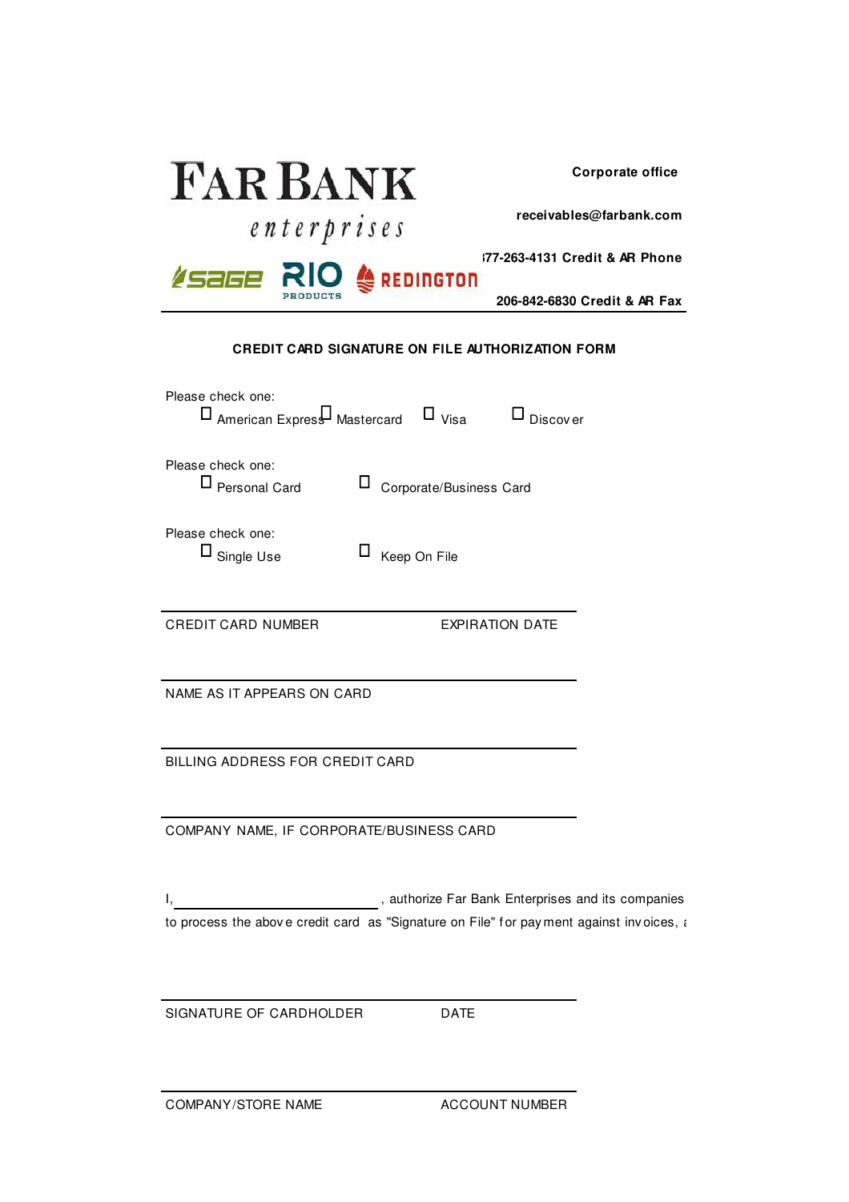# FAR BANK
*enterprises*

SAGE RIO PRODUCTS REDINGTON

**Corporate office**

**receivables@farbank.com**

**!77-263-4131 Credit & AR Phone**

**206-842-6830 Credit & AR Fax**

---

**CREDIT CARD SIGNATURE ON FILE AUTHORIZATION FORM**

Please check one:

☐ American Express ☐ Mastercard ☐ Visa ☐ Discover

Please check one:

☐ Personal Card ☐ Corporate/Business Card

Please check one:

☐ Single Use ☐ Keep On File

---

CREDIT CARD NUMBER EXPIRATION DATE

---

NAME AS IT APPEARS ON CARD

---

BILLING ADDRESS FOR CREDIT CARD

---

COMPANY NAME, IF CORPORATE/BUSINESS CARD

I, ______________________________, authorize Far Bank Enterprises and its companies to process the above credit card as "Signature on File" for payment against invoices, a

---

SIGNATURE OF CARDHOLDER DATE

---

COMPANY/STORE NAME ACCOUNT NUMBER